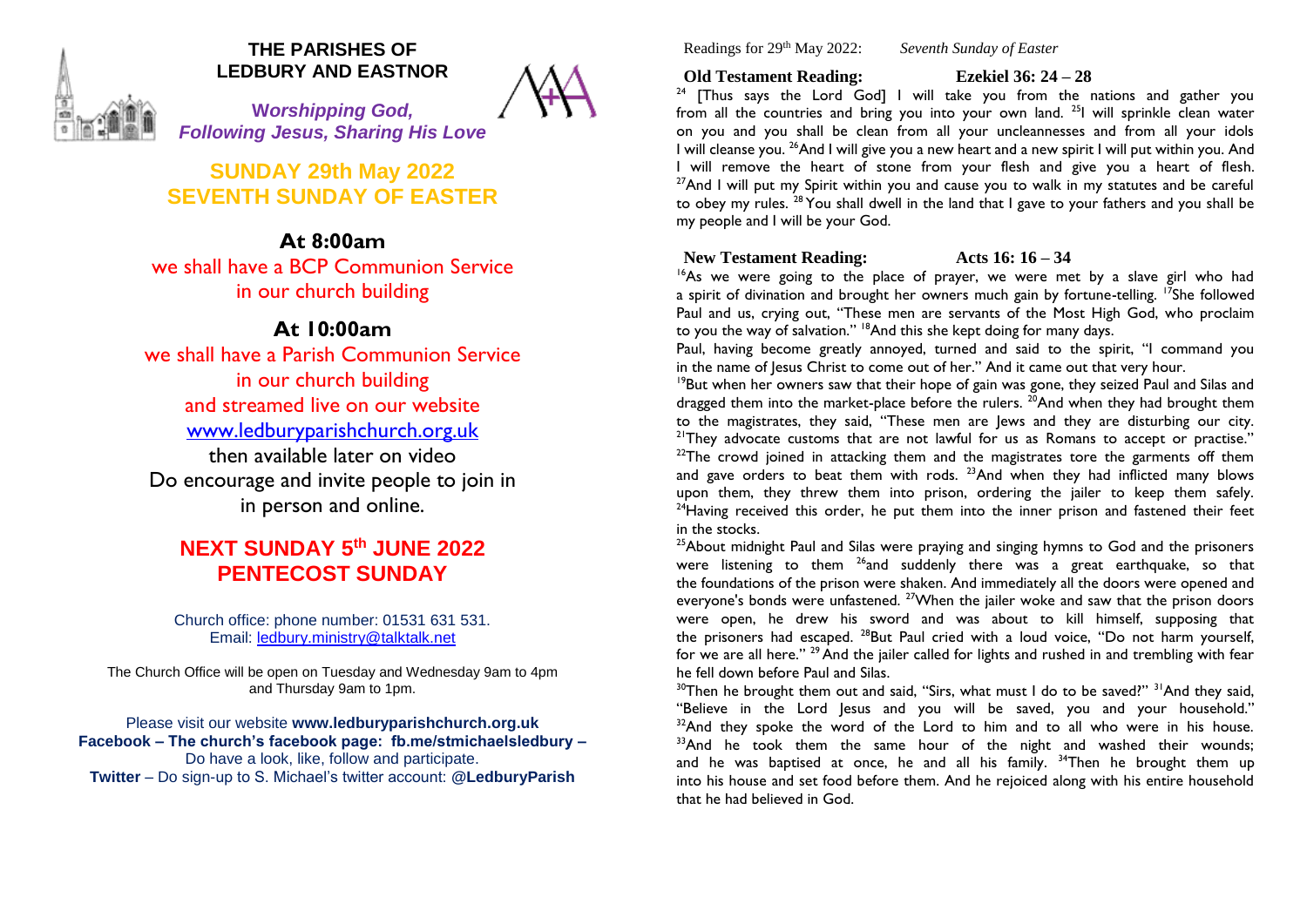# THE PARISHES OF LEDBURY AND EASTNOR

***Worshipping God, Following Jesus, Sharing His Love***

## SUNDAY 29th May 2022
## SEVENTH SUNDAY OF EASTER

### At 8:00am

we shall have a BCP Communion Service
in our church building

### At 10:00am

we shall have a Parish Communion Service
in our church building
and streamed live on our website
www.ledburyparishchurch.org.uk
then available later on video
Do encourage and invite people to join in
in person and online.

## NEXT SUNDAY 5th JUNE 2022
## PENTECOST SUNDAY

Church office: phone number: 01531 631 531.
Email: ledbury.ministry@talktalk.net

The Church Office will be open on Tuesday and Wednesday 9am to 4pm and Thursday 9am to 1pm.

Please visit our website **www.ledburyparishchurch.org.uk**
**Facebook – The church's facebook page: fb.me/stmichaelsledbury –**
Do have a look, like, follow and participate.
**Twitter** – Do sign-up to S. Michael's twitter account: **@LedburyParish**

Readings for 29th May 2022: *Seventh Sunday of Easter*

**Old Testament Reading: Ezekiel 36: 24 – 28**

[24] [Thus says the Lord God] I will take you from the nations and gather you from all the countries and bring you into your own land. [25]I will sprinkle clean water on you and you shall be clean from all your uncleannesses and from all your idols I will cleanse you. [26]And I will give you a new heart and a new spirit I will put within you. And I will remove the heart of stone from your flesh and give you a heart of flesh. [27]And I will put my Spirit within you and cause you to walk in my statutes and be careful to obey my rules. [28] You shall dwell in the land that I gave to your fathers and you shall be my people and I will be your God.

**New Testament Reading: Acts 16: 16 – 34**

[16]As we were going to the place of prayer, we were met by a slave girl who had a spirit of divination and brought her owners much gain by fortune-telling. [17]She followed Paul and us, crying out, "These men are servants of the Most High God, who proclaim to you the way of salvation." [18]And this she kept doing for many days.

Paul, having become greatly annoyed, turned and said to the spirit, "I command you in the name of Jesus Christ to come out of her." And it came out that very hour.

[19]But when her owners saw that their hope of gain was gone, they seized Paul and Silas and dragged them into the market-place before the rulers. [20]And when they had brought them to the magistrates, they said, "These men are Jews and they are disturbing our city. [21]They advocate customs that are not lawful for us as Romans to accept or practise." [22]The crowd joined in attacking them and the magistrates tore the garments off them and gave orders to beat them with rods. [23]And when they had inflicted many blows upon them, they threw them into prison, ordering the jailer to keep them safely. [24]Having received this order, he put them into the inner prison and fastened their feet in the stocks.

[25]About midnight Paul and Silas were praying and singing hymns to God and the prisoners were listening to them [26]and suddenly there was a great earthquake, so that the foundations of the prison were shaken. And immediately all the doors were opened and everyone's bonds were unfastened. [27]When the jailer woke and saw that the prison doors were open, he drew his sword and was about to kill himself, supposing that the prisoners had escaped. [28]But Paul cried with a loud voice, "Do not harm yourself, for we are all here." [29] And the jailer called for lights and rushed in and trembling with fear he fell down before Paul and Silas.

[30]Then he brought them out and said, "Sirs, what must I do to be saved?" [31]And they said, "Believe in the Lord Jesus and you will be saved, you and your household." [32]And they spoke the word of the Lord to him and to all who were in his house. [33]And he took them the same hour of the night and washed their wounds; and he was baptised at once, he and all his family. [34]Then he brought them up into his house and set food before them. And he rejoiced along with his entire household that he had believed in God.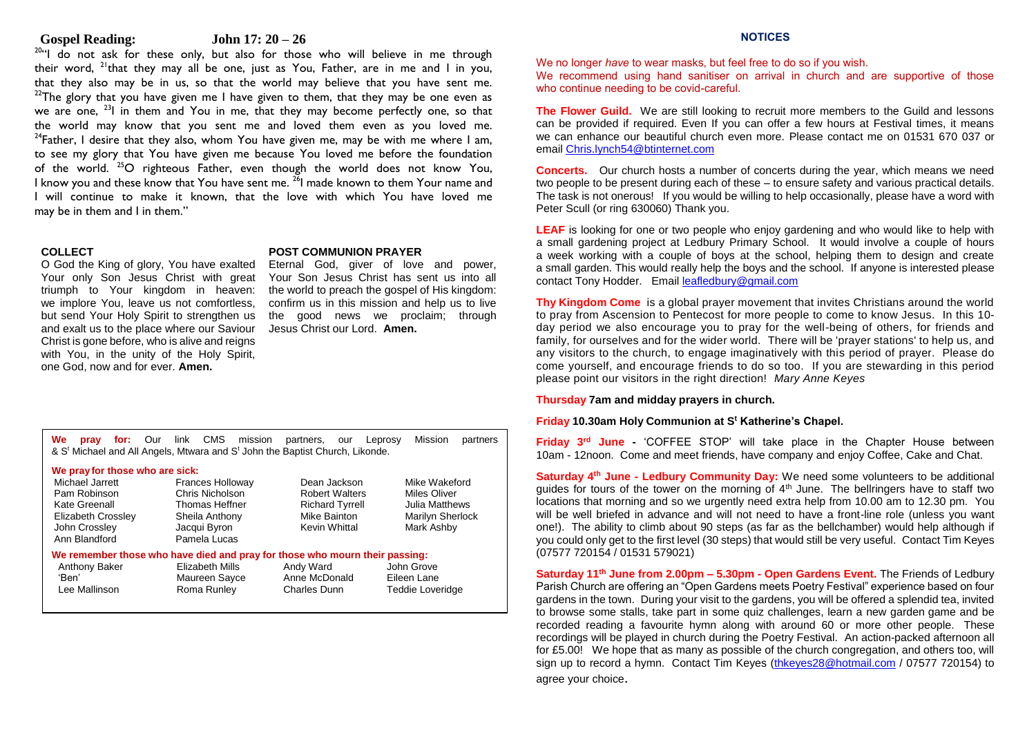## Gospel Reading: John 17: 20 – 26

[20]"I do not ask for these only, but also for those who will believe in me through their word, [21]that they may all be one, just as You, Father, are in me and I in you, that they also may be in us, so that the world may believe that you have sent me. [22]The glory that you have given me I have given to them, that they may be one even as we are one, [23]I in them and You in me, that they may become perfectly one, so that the world may know that you sent me and loved them even as you loved me. [24]Father, I desire that they also, whom You have given me, may be with me where I am, to see my glory that You have given me because You loved me before the foundation of the world. [25]O righteous Father, even though the world does not know You, I know you and these know that You have sent me. [26]I made known to them Your name and I will continue to make it known, that the love with which You have loved me may be in them and I in them."

### COLLECT

O God the King of glory, You have exalted Your only Son Jesus Christ with great triumph to Your kingdom in heaven: we implore You, leave us not comfortless, but send Your Holy Spirit to strengthen us and exalt us to the place where our Saviour Christ is gone before, who is alive and reigns with You, in the unity of the Holy Spirit, one God, now and for ever. **Amen.**

### POST COMMUNION PRAYER

Eternal God, giver of love and power, Your Son Jesus Christ has sent us into all the world to preach the gospel of His kingdom: confirm us in this mission and help us to live the good news we proclaim; through Jesus Christ our Lord. **Amen.**

**We pray for:** Our link CMS mission partners, our Leprosy Mission partners & S[t] Michael and All Angels, Mtwara and S[t] John the Baptist Church, Likonde.

**We pray for those who are sick:**

| | | | |
|---|---|---|---|
| Michael Jarrett | Frances Holloway | Dean Jackson | Mike Wakeford |
| Pam Robinson | Chris Nicholson | Robert Walters | Miles Oliver |
| Kate Greenall | Thomas Heffner | Richard Tyrrell | Julia Matthews |
| Elizabeth Crossley | Sheila Anthony | Mike Bainton | Marilyn Sherlock |
| John Crossley | Jacqui Byron | Kevin Whittal | Mark Ashby |
| Ann Blandford | Pamela Lucas | | |

**We remember those who have died and pray for those who mourn their passing:**

| | | | |
|---|---|---|---|
| Anthony Baker | Elizabeth Mills | Andy Ward | John Grove |
| 'Ben' | Maureen Sayce | Anne McDonald | Eileen Lane |
| Lee Mallinson | Roma Runley | Charles Dunn | Teddie Loveridge |

## NOTICES

We no longer *have* to wear masks, but feel free to do so if you wish.
We recommend using hand sanitiser on arrival in church and are supportive of those who continue needing to be covid-careful.

**The Flower Guild.** We are still looking to recruit more members to the Guild and lessons can be provided if required. Even If you can offer a few hours at Festival times, it means we can enhance our beautiful church even more. Please contact me on 01531 670 037 or email Chris.lynch54@btinternet.com

**Concerts.** Our church hosts a number of concerts during the year, which means we need two people to be present during each of these – to ensure safety and various practical details. The task is not onerous! If you would be willing to help occasionally, please have a word with Peter Scull (or ring 630060) Thank you.

**LEAF** is looking for one or two people who enjoy gardening and who would like to help with a small gardening project at Ledbury Primary School. It would involve a couple of hours a week working with a couple of boys at the school, helping them to design and create a small garden. This would really help the boys and the school. If anyone is interested please contact Tony Hodder. Email leafledbury@gmail.com

**Thy Kingdom Come** is a global prayer movement that invites Christians around the world to pray from Ascension to Pentecost for more people to come to know Jesus. In this 10-day period we also encourage you to pray for the well-being of others, for friends and family, for ourselves and for the wider world. There will be 'prayer stations' to help us, and any visitors to the church, to engage imaginatively with this period of prayer. Please do come yourself, and encourage friends to do so too. If you are stewarding in this period please point our visitors in the right direction! *Mary Anne Keyes*

**Thursday 7am and midday prayers in church.**

**Friday 10.30am Holy Communion at S[t] Katherine's Chapel.**

**Friday 3[rd] June -** 'COFFEE STOP' will take place in the Chapter House between 10am - 12noon. Come and meet friends, have company and enjoy Coffee, Cake and Chat.

**Saturday 4[th] June - Ledbury Community Day:** We need some volunteers to be additional guides for tours of the tower on the morning of 4[th] June. The bellringers have to staff two locations that morning and so we urgently need extra help from 10.00 am to 12.30 pm. You will be well briefed in advance and will not need to have a front-line role (unless you want one!). The ability to climb about 90 steps (as far as the bellchamber) would help although if you could only get to the first level (30 steps) that would still be very useful. Contact Tim Keyes (07577 720154 / 01531 579021)

**Saturday 11[th] June from 2.00pm – 5.30pm - Open Gardens Event.** The Friends of Ledbury Parish Church are offering an "Open Gardens meets Poetry Festival" experience based on four gardens in the town. During your visit to the gardens, you will be offered a splendid tea, invited to browse some stalls, take part in some quiz challenges, learn a new garden game and be recorded reading a favourite hymn along with around 60 or more other people. These recordings will be played in church during the Poetry Festival. An action-packed afternoon all for £5.00! We hope that as many as possible of the church congregation, and others too, will sign up to record a hymn. Contact Tim Keyes (thkeyes28@hotmail.com / 07577 720154) to agree your choice.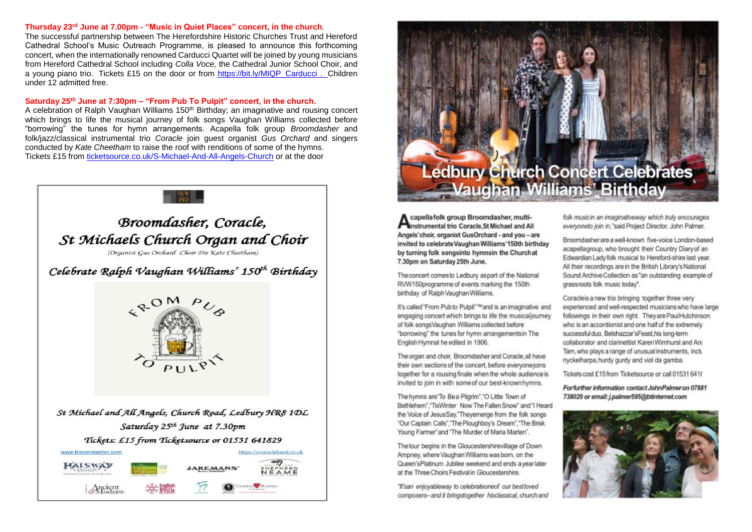**Thursday 23rd June at 7.00pm - "Music in Quiet Places" concert, in the church.**

The successful partnership between The Herefordshire Historic Churches Trust and Hereford Cathedral School's Music Outreach Programme, is pleased to announce this forthcoming concert, when the internationally renowned Carducci Quartet will be joined by young musicians from Hereford Cathedral School including *Colla Voce,* the Cathedral Junior School Choir, and a young piano trio. Tickets £15 on the door or from https://bit.ly/MIQP_Carducci . Children under 12 admitted free.

**Saturday 25th June at 7:30pm – "From Pub To Pulpit" concert, in the church.**

A celebration of Ralph Vaughan Williams 150th Birthday; an imaginative and rousing concert which brings to life the musical journey of folk songs Vaughan Williams collected before "borrowing" the tunes for hymn arrangements. Acapella folk group *Broomdasher* and folk/jazz/classical instrumental trio *Coracle* join guest organist *Gus Orchard* and singers conducted by *Kate Cheetham* to raise the roof with renditions of some of the hymns.
Tickets £15 from ticketsource.co.uk/S-Michael-And-All-Angels-Church or at the door

RVW 150

# Broomdasher, Coracle, St Michaels Church Organ and Choir

(Organist Gus Orchard Choir Dir Kate Cheetham)

## Celebrate Ralph Vaughan Williams' 150th Birthday

FROM PUB TO PULPIT

St Michael and All Angels, Church Road, Ledbury HR8 1DL

Saturday 25th June at 7.30pm

Tickets: £15 from Ticketsource or 01531 641829

www.broomdasher.com

https://coracleband.co.uk

HALSWAY MANOR · Vaughan Williams · JAKEMANS · SHEPHERD NEAME · Ancient & Modern · English Folk

# Ledbury Church Concert Celebrates Vaughan Williams' Birthday

**Acapella folk group Broomdasher, multi-instrumental trio Coracle, St Michael and All Angels' choir, organist Gus Orchard - and you – are invited to celebrate Vaughan Williams' 150th birthday by turning folk songs into hymns in the Church at 7.30pm on Saturday 25th June.**

The concert comes to Ledbury as part of the National RVW150 programme of events marking the 150th birthday of Ralph Vaughan Williams.

It's called "From Pub to Pulpit"™ and is an imaginative and engaging concert which brings to life the musical journey of folk songs Vaughan Williams collected before "borrowing" the tunes for hymn arrangements in The English Hymnal he edited in 1906.

The organ and choir, Broomdasher and Coracle, all have their own sections of the concert, before everyone joins together for a rousing finale when the whole audience is invited to join in with some of our best-known hymns.

The hymns are "To Be a Pilgrim", "O Little Town of Bethlehem", "Tis Winter Now The Fallen Snow" and "I Heard the Voice of Jesus Say." They emerge from the folk songs "Our Captain Calls", "The Ploughboy's Dream", "The Brisk Young Farmer" and "The Murder of Maria Marten".

The tour begins in the Gloucestershire village of Down Ampney, where Vaughan Williams was born, on the Queen's Platinum Jubilee weekend and ends a year later at the Three Choirs Festival in Gloucestershire.

*"It's an enjoyable way to celebrate one of our best loved composers – and it brings together his classical, church and folk music in an imaginative way which truly encourages everyone to join in," said Project Director, John Palmer.*

Broomdasher are a well-known five-voice London-based acapella group, who brought their Country Diary of an Edwardian Lady folk musical to Hereford-shire last year. All their recordings are in the British Library's National Sound Archive Collection as "an outstanding example of grassroots folk music today".

Coracle is a new trio bringing together three very experienced and well-respected musicians who have large followings in their own right. They are Paul Hutchinson who is an accordionist and one half of the extremely successful duo, Belshazzar's Feast, his long-term collaborator and clarinettist Karen Wimhurst and An Tam, who plays a range of unusual instruments, inclu nyckelharpa, hurdy gurdy and viol da gamba.

Tickets cost £15 from Ticketsource or call 01531 641

***For further information contact John Palmer on 07881 738029 or email: j.palmer595@btinternet.com***